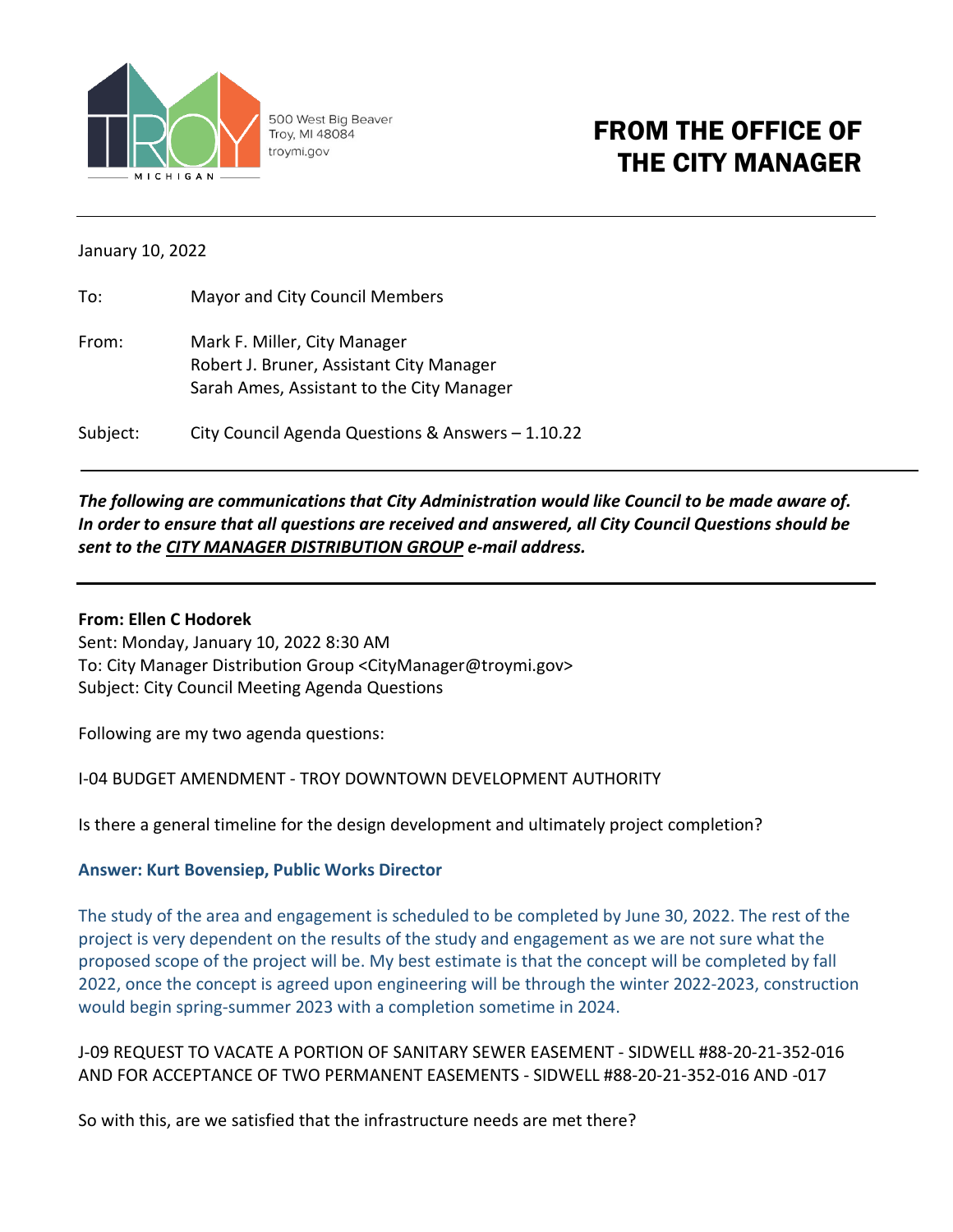500 West Big Beaver
Troy, MI 48084
troymi.gov

# FROM THE OFFICE OF THE CITY MANAGER

---

January 10, 2022

To: Mayor and City Council Members

From: Mark F. Miller, City Manager
Robert J. Bruner, Assistant City Manager
Sarah Ames, Assistant to the City Manager

Subject: City Council Agenda Questions & Answers – 1.10.22

---

***The following are communications that City Administration would like Council to be made aware of. In order to ensure that all questions are received and answered, all City Council Questions should be sent to the CITY MANAGER DISTRIBUTION GROUP e-mail address.***

---

**From: Ellen C Hodorek**
Sent: Monday, January 10, 2022 8:30 AM
To: City Manager Distribution Group <CityManager@troymi.gov>
Subject: City Council Meeting Agenda Questions

Following are my two agenda questions:

I-04 BUDGET AMENDMENT - TROY DOWNTOWN DEVELOPMENT AUTHORITY

Is there a general timeline for the design development and ultimately project completion?

**Answer: Kurt Bovensiep, Public Works Director**

The study of the area and engagement is scheduled to be completed by June 30, 2022. The rest of the project is very dependent on the results of the study and engagement as we are not sure what the proposed scope of the project will be. My best estimate is that the concept will be completed by fall 2022, once the concept is agreed upon engineering will be through the winter 2022-2023, construction would begin spring-summer 2023 with a completion sometime in 2024.

J-09 REQUEST TO VACATE A PORTION OF SANITARY SEWER EASEMENT - SIDWELL #88-20-21-352-016 AND FOR ACCEPTANCE OF TWO PERMANENT EASEMENTS - SIDWELL #88-20-21-352-016 AND -017

So with this, are we satisfied that the infrastructure needs are met there?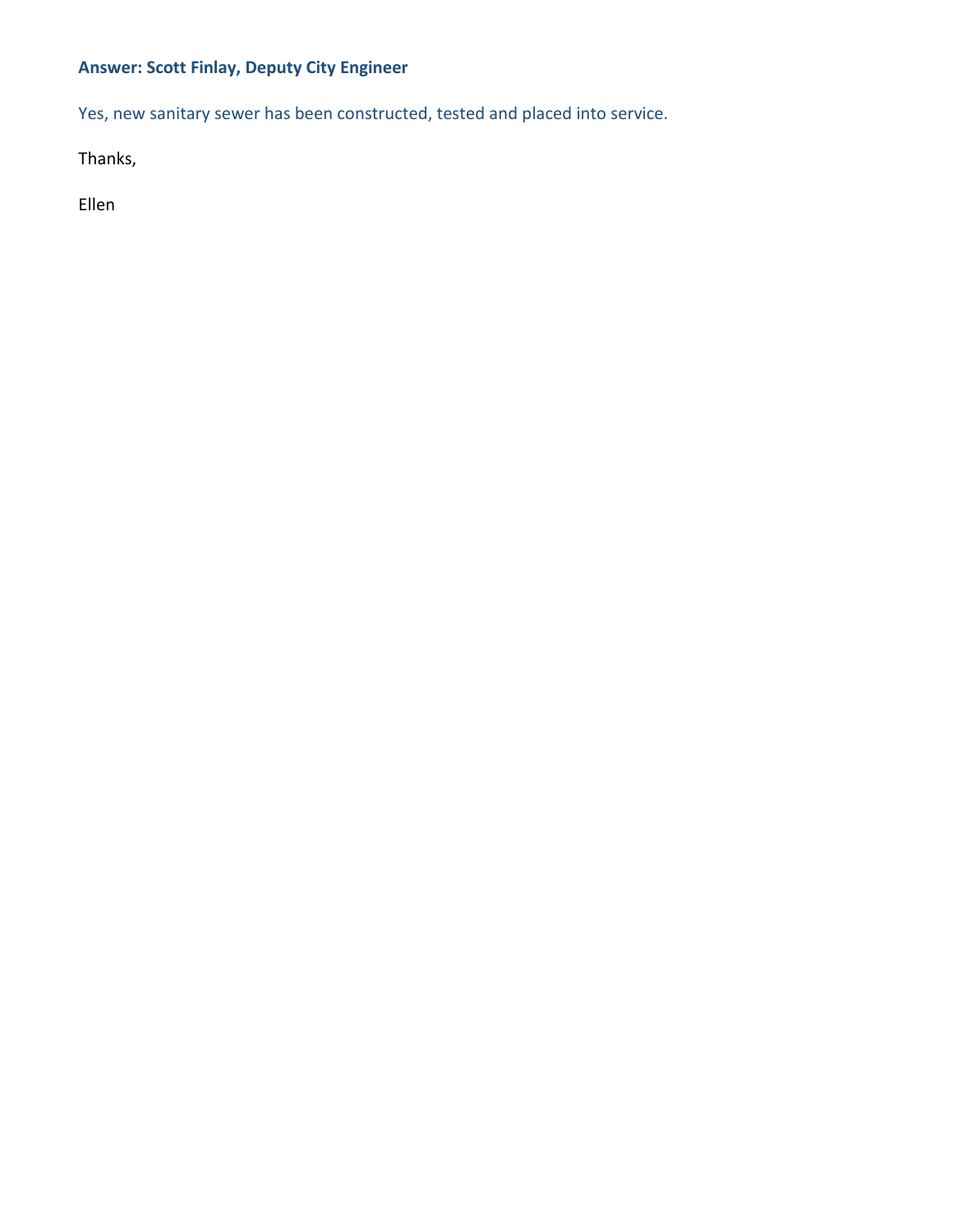**Answer: Scott Finlay, Deputy City Engineer**

Yes, new sanitary sewer has been constructed, tested and placed into service.

Thanks,

Ellen